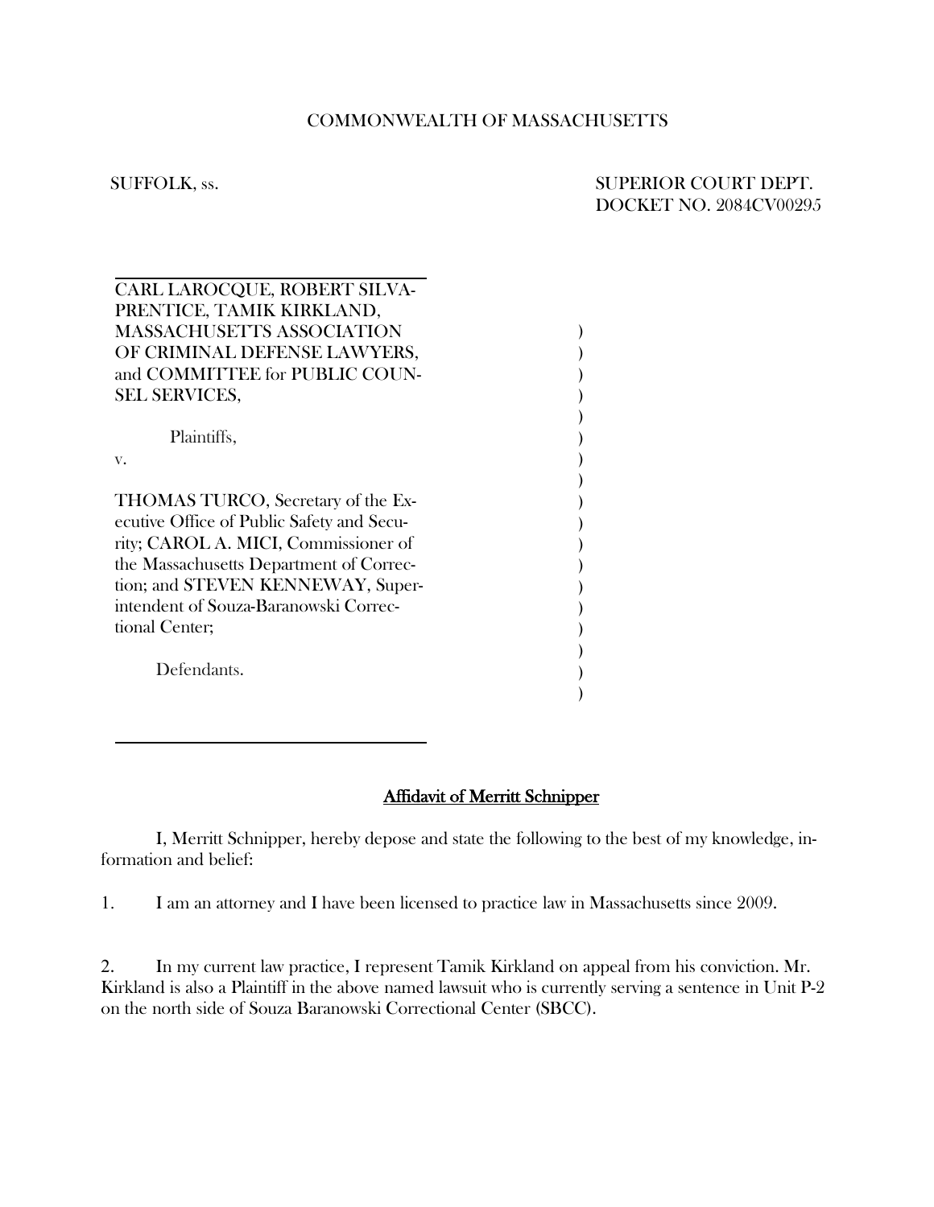COMMONWEALTH OF MASSACHUSETTS

SUFFOLK, ss.

SUPERIOR COURT DEPT.
DOCKET NO. 2084CV00295

CARL LAROCQUE, ROBERT SILVA-PRENTICE, TAMIK KIRKLAND, MASSACHUSETTS ASSOCIATION OF CRIMINAL DEFENSE LAWYERS, and COMMITTEE for PUBLIC COUNSEL SERVICES,

Plaintiffs,

v.

THOMAS TURCO, Secretary of the Executive Office of Public Safety and Security; CAROL A. MICI, Commissioner of the Massachusetts Department of Correction; and STEVEN KENNEWAY, Superintendent of Souza-Baranowski Correctional Center;

Defendants.

## Affidavit of Merritt Schnipper

I, Merritt Schnipper, hereby depose and state the following to the best of my knowledge, information and belief:

1. I am an attorney and I have been licensed to practice law in Massachusetts since 2009.

2. In my current law practice, I represent Tamik Kirkland on appeal from his conviction. Mr. Kirkland is also a Plaintiff in the above named lawsuit who is currently serving a sentence in Unit P-2 on the north side of Souza Baranowski Correctional Center (SBCC).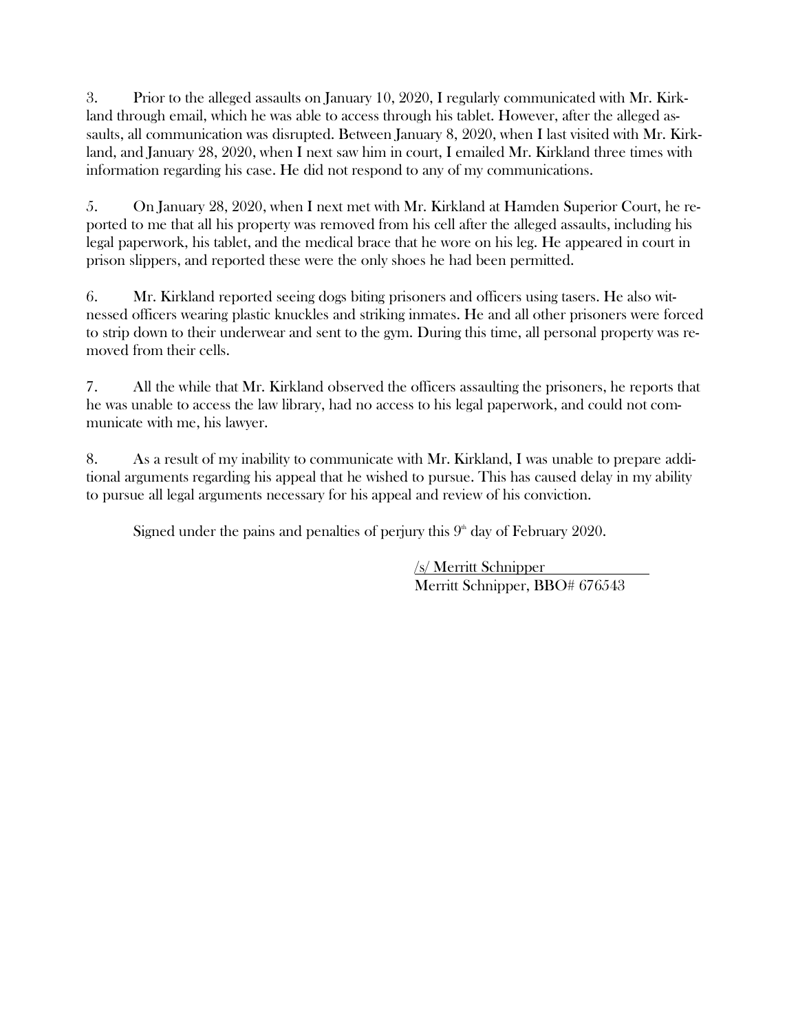3. Prior to the alleged assaults on January 10, 2020, I regularly communicated with Mr. Kirkland through email, which he was able to access through his tablet. However, after the alleged assaults, all communication was disrupted. Between January 8, 2020, when I last visited with Mr. Kirkland, and January 28, 2020, when I next saw him in court, I emailed Mr. Kirkland three times with information regarding his case. He did not respond to any of my communications.

5. On January 28, 2020, when I next met with Mr. Kirkland at Hamden Superior Court, he reported to me that all his property was removed from his cell after the alleged assaults, including his legal paperwork, his tablet, and the medical brace that he wore on his leg. He appeared in court in prison slippers, and reported these were the only shoes he had been permitted.

6. Mr. Kirkland reported seeing dogs biting prisoners and officers using tasers. He also witnessed officers wearing plastic knuckles and striking inmates. He and all other prisoners were forced to strip down to their underwear and sent to the gym. During this time, all personal property was removed from their cells.

7. All the while that Mr. Kirkland observed the officers assaulting the prisoners, he reports that he was unable to access the law library, had no access to his legal paperwork, and could not communicate with me, his lawyer.

8. As a result of my inability to communicate with Mr. Kirkland, I was unable to prepare additional arguments regarding his appeal that he wished to pursue. This has caused delay in my ability to pursue all legal arguments necessary for his appeal and review of his conviction.

Signed under the pains and penalties of perjury this 9th day of February 2020.

/s/ Merritt Schnipper
Merritt Schnipper, BBO# 676543